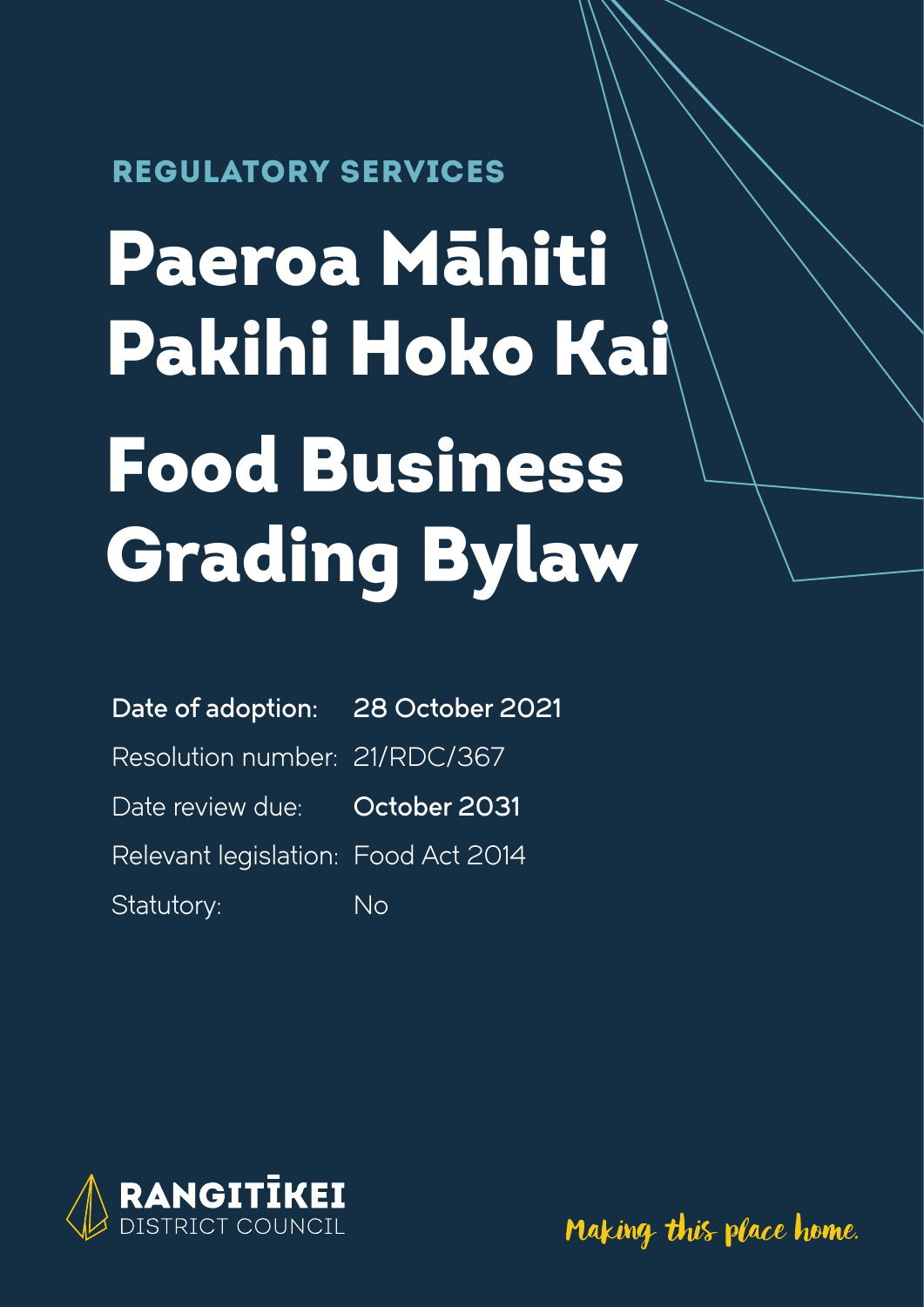REGULATORY SERVICES

# Paeroa Māhiti Pakihi Hoko Kai

# Food Business Grading Bylaw

| | |
|---|---|
| **Date of adoption:** | **28 October 2021** |
| Resolution number: | 21/RDC/367 |
| Date review due: | **October 2031** |
| Relevant legislation: | Food Act 2014 |
| Statutory: | No |

RANGITĪKEI DISTRICT COUNCIL

*Making this place home.*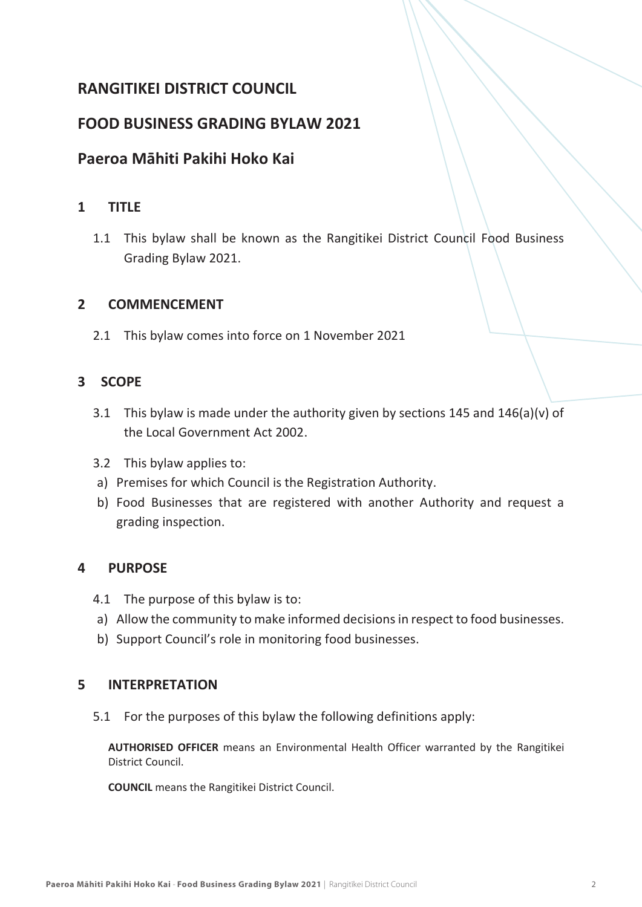# RANGITIKEI DISTRICT COUNCIL

# FOOD BUSINESS GRADING BYLAW 2021

# Paeroa Māhiti Pakihi Hoko Kai

## 1 TITLE

1.1 This bylaw shall be known as the Rangitikei District Council Food Business Grading Bylaw 2021.

## 2 COMMENCEMENT

2.1 This bylaw comes into force on 1 November 2021

## 3 SCOPE

3.1 This bylaw is made under the authority given by sections 145 and 146(a)(v) of the Local Government Act 2002.

3.2 This bylaw applies to:

a) Premises for which Council is the Registration Authority.

b) Food Businesses that are registered with another Authority and request a grading inspection.

## 4 PURPOSE

4.1 The purpose of this bylaw is to:

a) Allow the community to make informed decisions in respect to food businesses.

b) Support Council's role in monitoring food businesses.

## 5 INTERPRETATION

5.1 For the purposes of this bylaw the following definitions apply:

**AUTHORISED OFFICER** means an Environmental Health Officer warranted by the Rangitikei District Council.

**COUNCIL** means the Rangitikei District Council.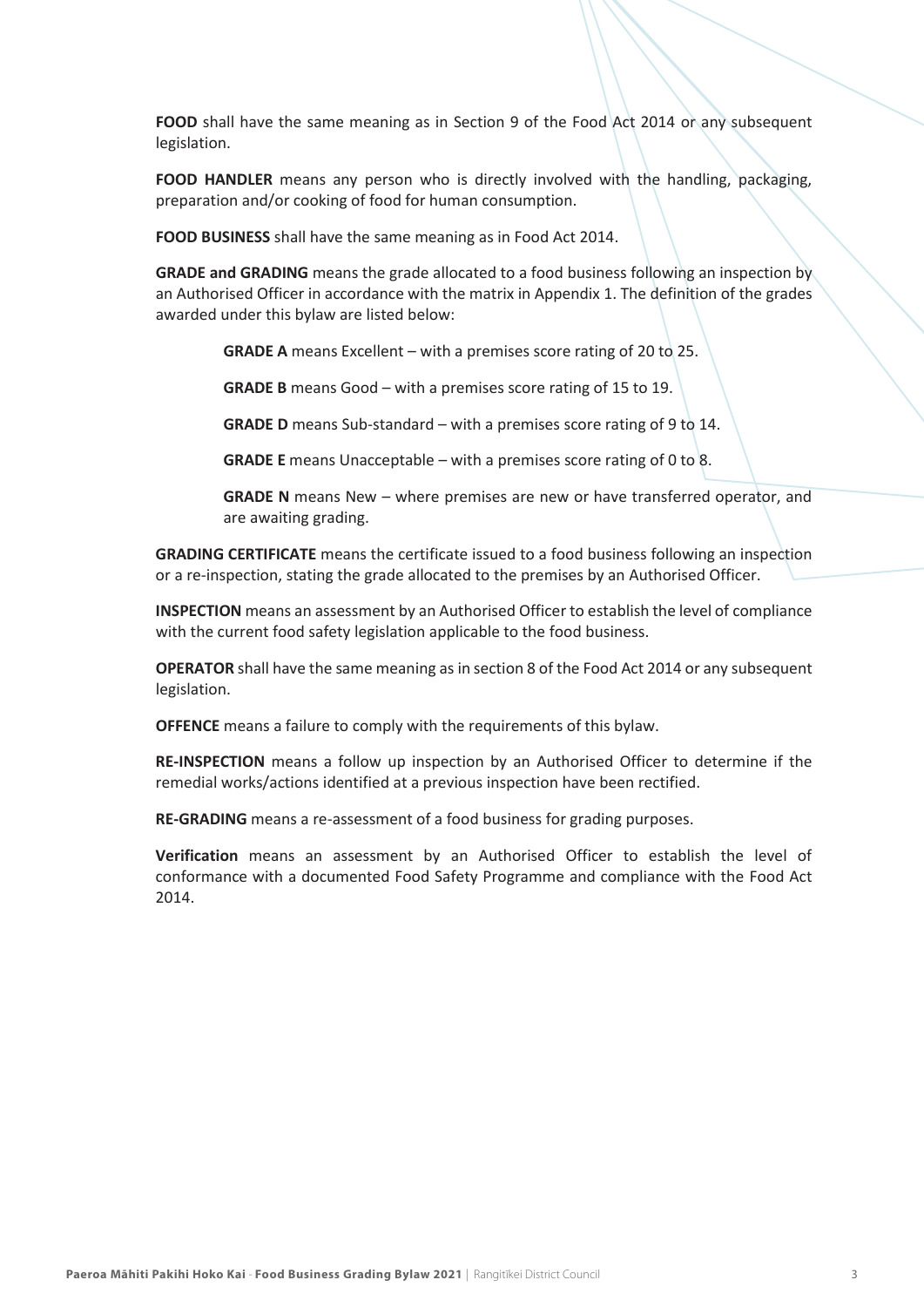**FOOD** shall have the same meaning as in Section 9 of the Food Act 2014 or any subsequent legislation.

**FOOD HANDLER** means any person who is directly involved with the handling, packaging, preparation and/or cooking of food for human consumption.

**FOOD BUSINESS** shall have the same meaning as in Food Act 2014.

**GRADE and GRADING** means the grade allocated to a food business following an inspection by an Authorised Officer in accordance with the matrix in Appendix 1. The definition of the grades awarded under this bylaw are listed below:

> **GRADE A** means Excellent – with a premises score rating of 20 to 25.
>
> **GRADE B** means Good – with a premises score rating of 15 to 19.
>
> **GRADE D** means Sub-standard – with a premises score rating of 9 to 14.
>
> **GRADE E** means Unacceptable – with a premises score rating of 0 to 8.
>
> **GRADE N** means New – where premises are new or have transferred operator, and are awaiting grading.

**GRADING CERTIFICATE** means the certificate issued to a food business following an inspection or a re-inspection, stating the grade allocated to the premises by an Authorised Officer.

**INSPECTION** means an assessment by an Authorised Officer to establish the level of compliance with the current food safety legislation applicable to the food business.

**OPERATOR** shall have the same meaning as in section 8 of the Food Act 2014 or any subsequent legislation.

**OFFENCE** means a failure to comply with the requirements of this bylaw.

**RE-INSPECTION** means a follow up inspection by an Authorised Officer to determine if the remedial works/actions identified at a previous inspection have been rectified.

**RE-GRADING** means a re-assessment of a food business for grading purposes.

**Verification** means an assessment by an Authorised Officer to establish the level of conformance with a documented Food Safety Programme and compliance with the Food Act 2014.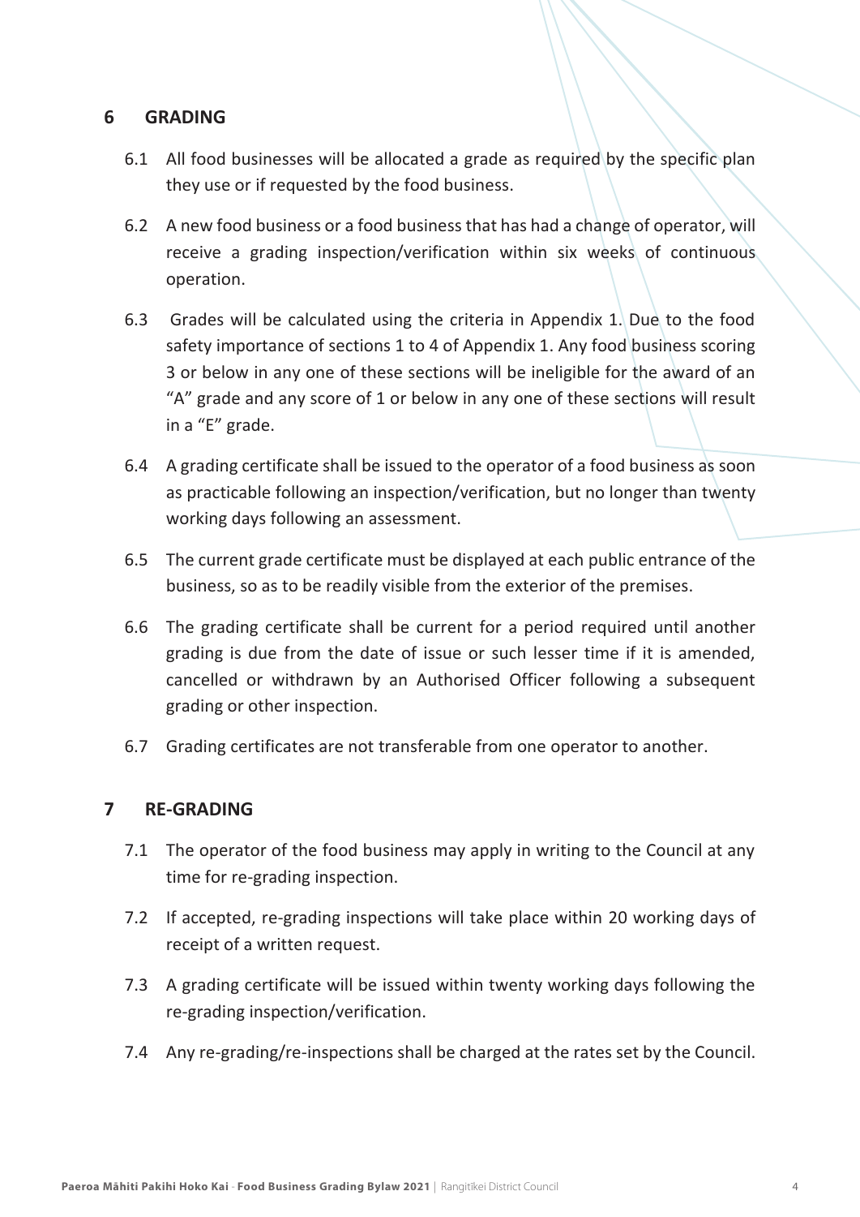## 6 GRADING

6.1 All food businesses will be allocated a grade as required by the specific plan they use or if requested by the food business.

6.2 A new food business or a food business that has had a change of operator, will receive a grading inspection/verification within six weeks of continuous operation.

6.3 Grades will be calculated using the criteria in Appendix 1. Due to the food safety importance of sections 1 to 4 of Appendix 1. Any food business scoring 3 or below in any one of these sections will be ineligible for the award of an "A" grade and any score of 1 or below in any one of these sections will result in a "E" grade.

6.4 A grading certificate shall be issued to the operator of a food business as soon as practicable following an inspection/verification, but no longer than twenty working days following an assessment.

6.5 The current grade certificate must be displayed at each public entrance of the business, so as to be readily visible from the exterior of the premises.

6.6 The grading certificate shall be current for a period required until another grading is due from the date of issue or such lesser time if it is amended, cancelled or withdrawn by an Authorised Officer following a subsequent grading or other inspection.

6.7 Grading certificates are not transferable from one operator to another.

## 7 RE-GRADING

7.1 The operator of the food business may apply in writing to the Council at any time for re-grading inspection.

7.2 If accepted, re-grading inspections will take place within 20 working days of receipt of a written request.

7.3 A grading certificate will be issued within twenty working days following the re-grading inspection/verification.

7.4 Any re-grading/re-inspections shall be charged at the rates set by the Council.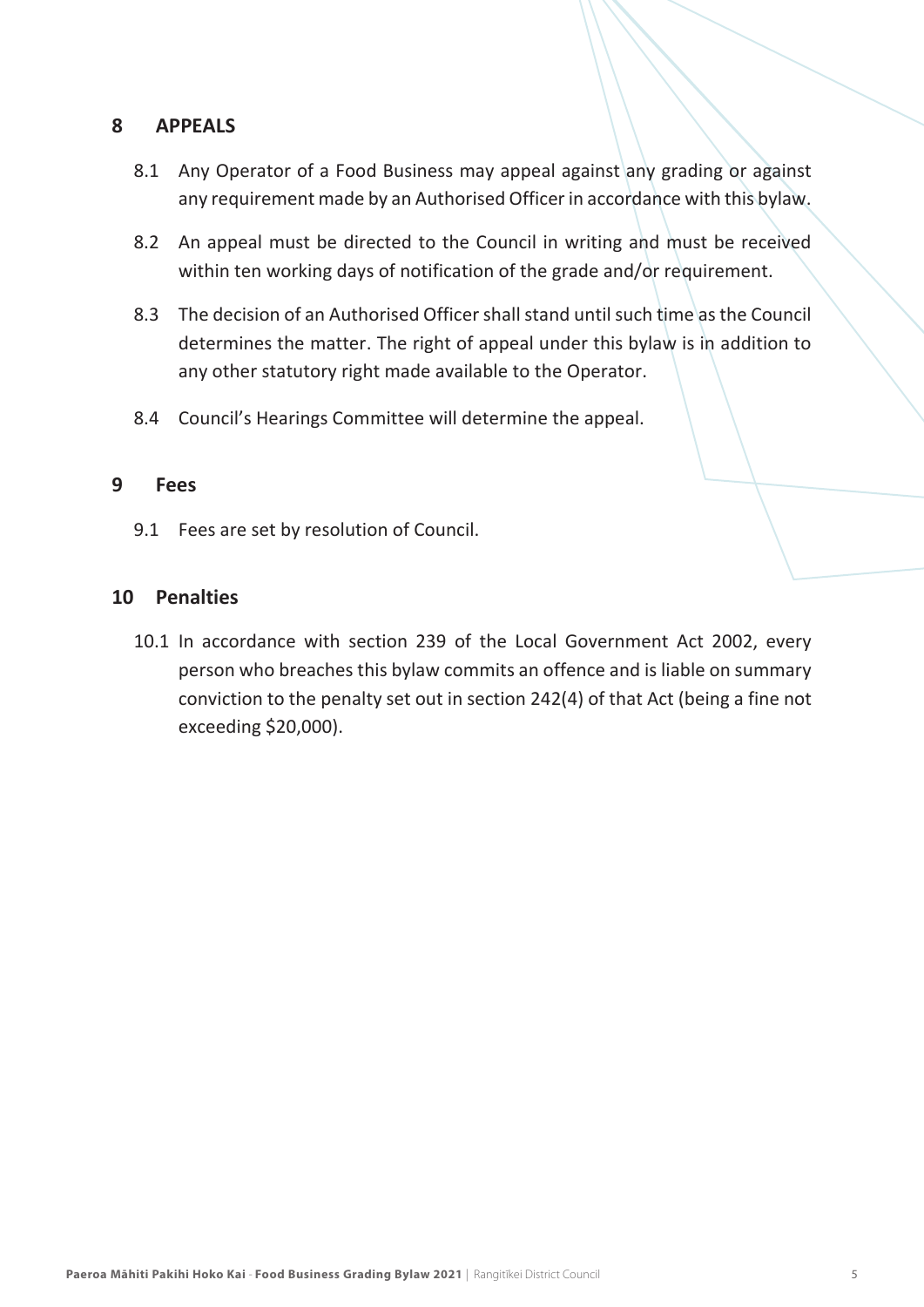## 8 APPEALS

8.1 Any Operator of a Food Business may appeal against any grading or against any requirement made by an Authorised Officer in accordance with this bylaw.

8.2 An appeal must be directed to the Council in writing and must be received within ten working days of notification of the grade and/or requirement.

8.3 The decision of an Authorised Officer shall stand until such time as the Council determines the matter. The right of appeal under this bylaw is in addition to any other statutory right made available to the Operator.

8.4 Council's Hearings Committee will determine the appeal.

## 9 Fees

9.1 Fees are set by resolution of Council.

## 10 Penalties

10.1 In accordance with section 239 of the Local Government Act 2002, every person who breaches this bylaw commits an offence and is liable on summary conviction to the penalty set out in section 242(4) of that Act (being a fine not exceeding $20,000).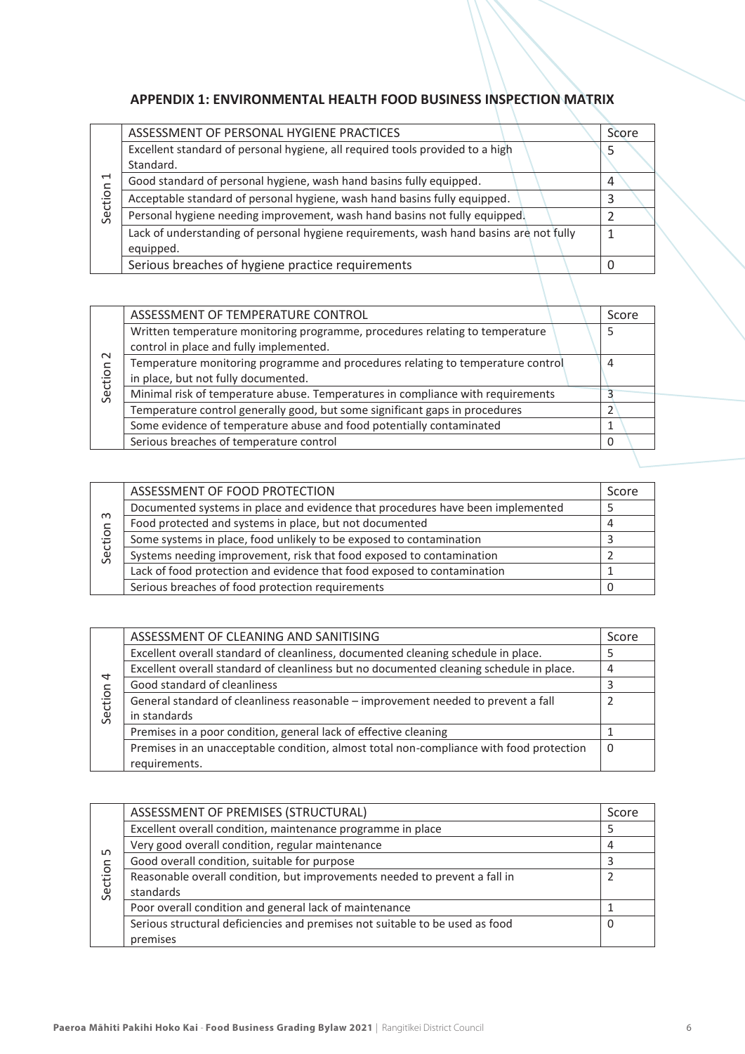## APPENDIX 1: ENVIRONMENTAL HEALTH FOOD BUSINESS INSPECTION MATRIX

| Section 1 | ASSESSMENT OF PERSONAL HYGIENE PRACTICES | Score |
|---|---|---|
| | Excellent standard of personal hygiene, all required tools provided to a high Standard. | 5 |
| | Good standard of personal hygiene, wash hand basins fully equipped. | 4 |
| | Acceptable standard of personal hygiene, wash hand basins fully equipped. | 3 |
| | Personal hygiene needing improvement, wash hand basins not fully equipped. | 2 |
| | Lack of understanding of personal hygiene requirements, wash hand basins are not fully equipped. | 1 |
| | Serious breaches of hygiene practice requirements | 0 |

| Section 2 | ASSESSMENT OF TEMPERATURE CONTROL | Score |
|---|---|---|
| | Written temperature monitoring programme, procedures relating to temperature control in place and fully implemented. | 5 |
| | Temperature monitoring programme and procedures relating to temperature control in place, but not fully documented. | 4 |
| | Minimal risk of temperature abuse. In compliance with requirements | 3 |
| | Temperature control generally good, but some significant gaps in procedures | 2 |
| | Some evidence of temperature abuse and food potentially contaminated | 1 |
| | Serious breaches of temperature control | 0 |

| Section 3 | ASSESSMENT OF FOOD PROTECTION | Score |
|---|---|---|
| | Documented systems in place and evidence that procedures have been implemented | 5 |
| | Food protected and systems in place, but not documented | 4 |
| | Some systems in place, food unlikely to be exposed to contamination | 3 |
| | Systems needing improvement, risk that food exposed to contamination | 2 |
| | Lack of food protection and evidence that food exposed to contamination | 1 |
| | Serious breaches of food protection requirements | 0 |

| Section 4 | ASSESSMENT OF CLEANING AND SANITISING | Score |
|---|---|---|
| | Excellent overall standard of cleanliness, documented cleaning schedule in place. | 5 |
| | Excellent overall standard of cleanliness but no documented cleaning schedule in place. | 4 |
| | Good standard of cleanliness | 3 |
| | General standard of cleanliness reasonable – improvement needed to prevent a fall in standards | 2 |
| | Premises in a poor condition, general lack of effective cleaning | 1 |
| | Premises in an unacceptable condition, almost total non-compliance with food protection requirements. | 0 |

| Section 5 | ASSESSMENT OF PREMISES (STRUCTURAL) | Score |
|---|---|---|
| | Excellent overall condition, maintenance programme in place | 5 |
| | Very good overall condition, regular maintenance | 4 |
| | Good overall condition, suitable for purpose | 3 |
| | Reasonable overall condition, but improvements needed to prevent a fall in standards | 2 |
| | Poor overall condition and general lack of maintenance | 1 |
| | Serious structural deficiencies and premises not suitable to be used as food premises | 0 |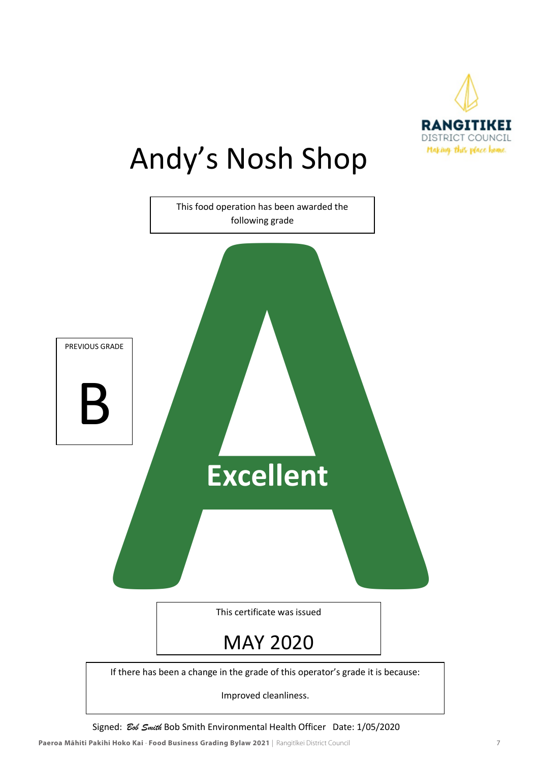RANGITIKEI DISTRICT COUNCIL
Making this place home.

# Andy's Nosh Shop

This food operation has been awarded the following grade

PREVIOUS GRADE

B

A

**Excellent**

This certificate was issued

MAY 2020

If there has been a change in the grade of this operator's grade it is because:

Improved cleanliness.

Signed: *Bob Smith* Bob Smith Environmental Health Officer Date: 1/05/2020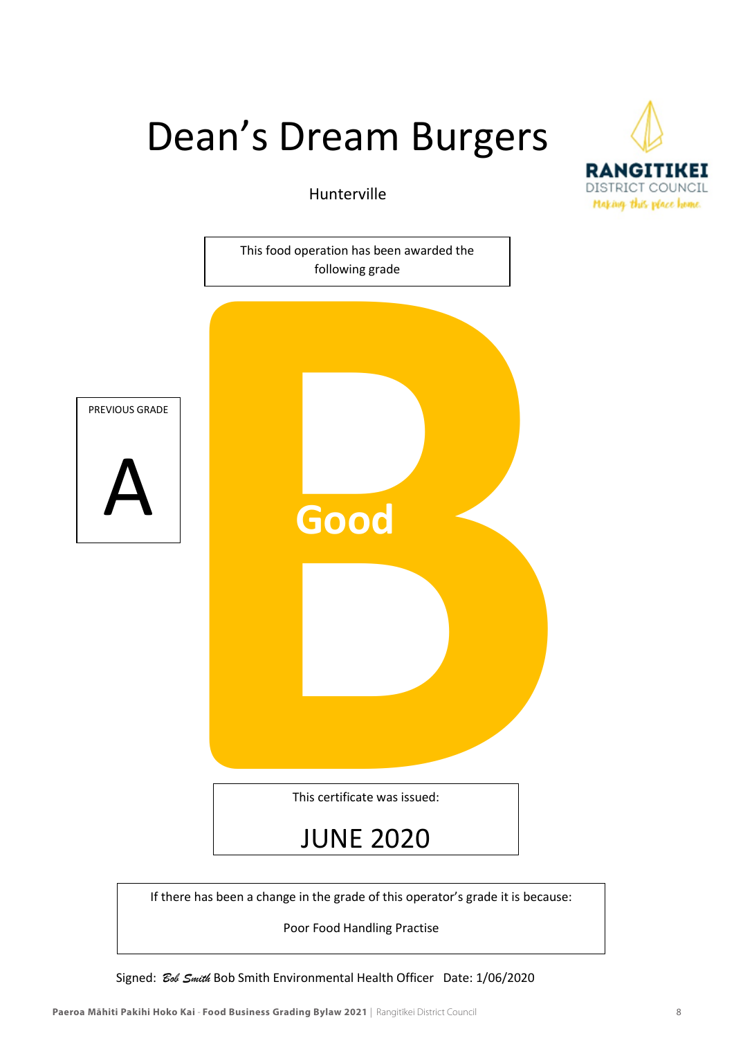# Dean's Dream Burgers

Hunterville

RANGITIKEI DISTRICT COUNCIL
Making this place home.

This food operation has been awarded the following grade

PREVIOUS GRADE

A

B

**Good**

This certificate was issued:

JUNE 2020

If there has been a change in the grade of this operator's grade it is because:

Poor Food Handling Practise

Signed: *Bob Smith* Bob Smith Environmental Health Officer Date: 1/06/2020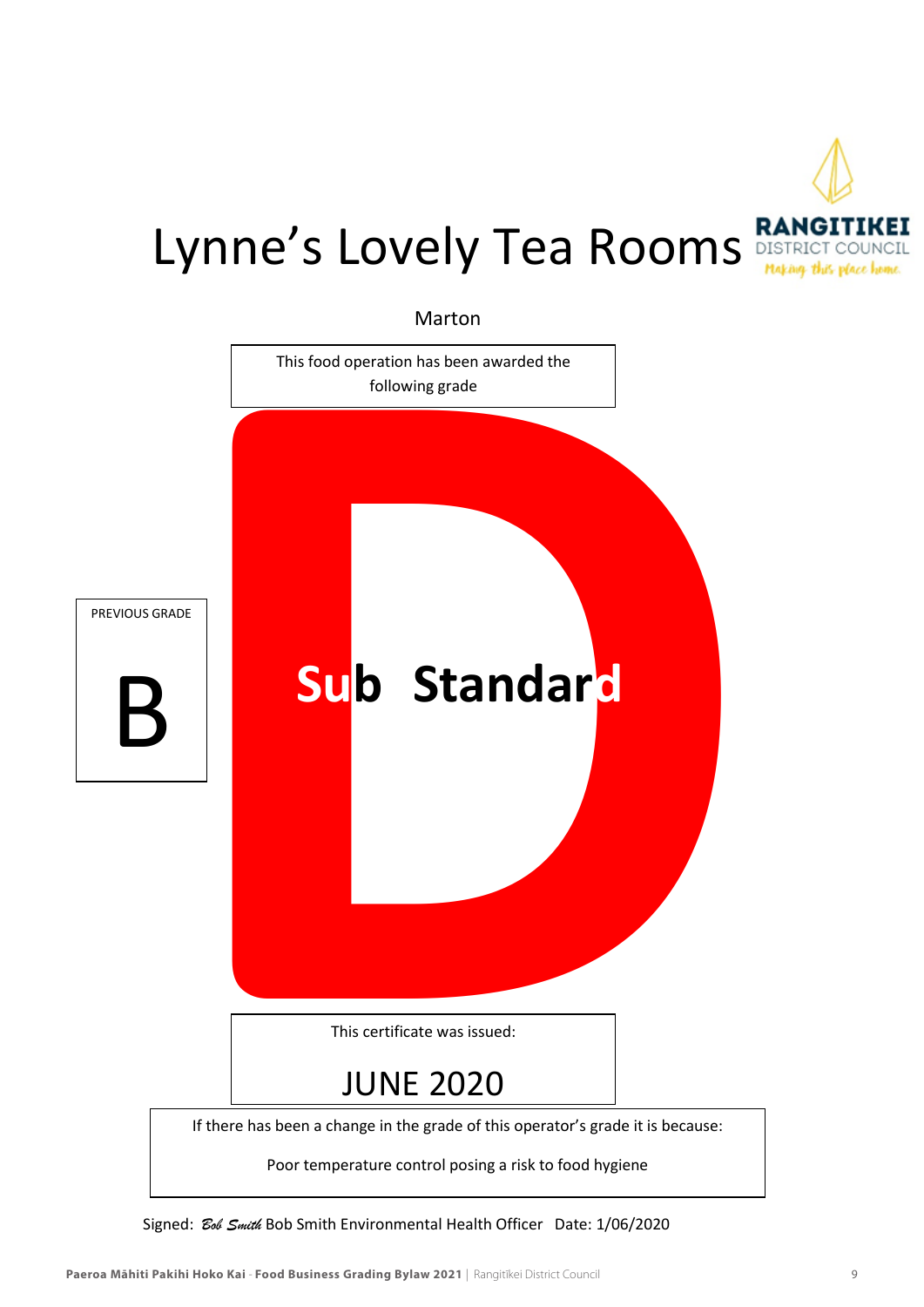# Lynne's Lovely Tea Rooms

RANGITIKEI DISTRICT COUNCIL
Making this place home.

Marton

This food operation has been awarded the following grade

PREVIOUS GRADE

B

D

**Sub Standard**

This certificate was issued:

JUNE 2020

If there has been a change in the grade of this operator's grade it is because:

Poor temperature control posing a risk to food hygiene

Signed: *Bob Smith* Bob Smith Environmental Health Officer Date: 1/06/2020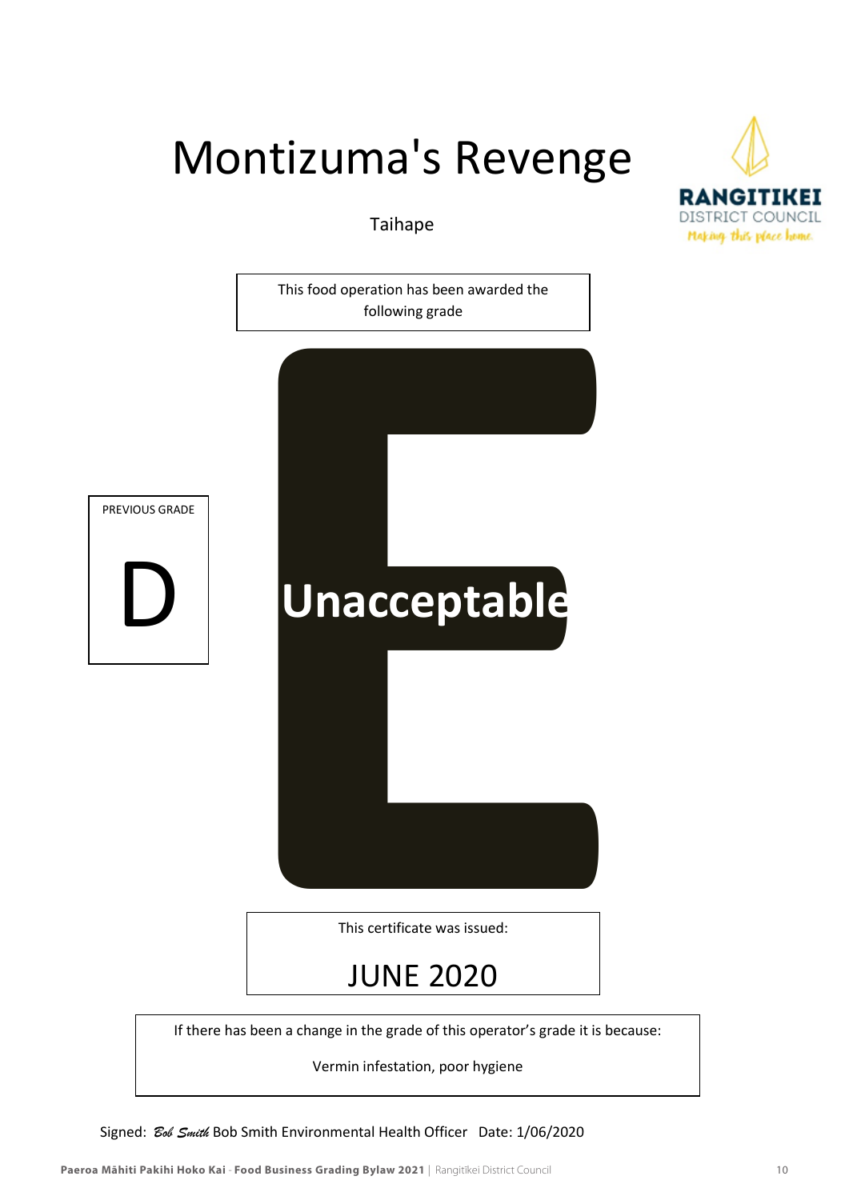# Montizuma's Revenge

Taihape

RANGITIKEI DISTRICT COUNCIL

Making this place home.

This food operation has been awarded the following grade

E

Unacceptable

PREVIOUS GRADE

D

This certificate was issued:

JUNE 2020

If there has been a change in the grade of this operator's grade it is because:

Vermin infestation, poor hygiene

Signed: *Bob Smith* Bob Smith Environmental Health Officer Date: 1/06/2020